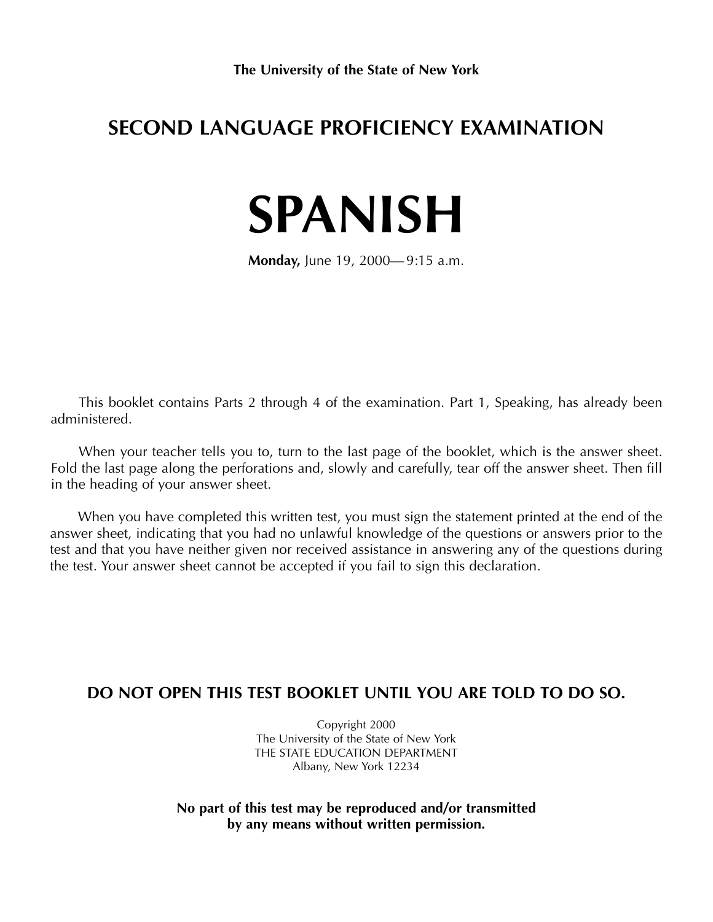**The University of the State of New York**

## SECOND LANGUAGE PROFICIENCY EXAMINATION

# SPANISH

**Monday,** June 19, 2000— 9:15 a.m.

This booklet contains Parts 2 through 4 of the examination. Part 1, Speaking, has already been administered.

When your teacher tells you to, turn to the last page of the booklet, which is the answer sheet. Fold the last page along the perforations and, slowly and carefully, tear off the answer sheet. Then fill in the heading of your answer sheet.

When you have completed this written test, you must sign the statement printed at the end of the answer sheet, indicating that you had no unlawful knowledge of the questions or answers prior to the test and that you have neither given nor received assistance in answering any of the questions during the test. Your answer sheet cannot be accepted if you fail to sign this declaration.

**DO NOT OPEN THIS TEST BOOKLET UNTIL YOU ARE TOLD TO DO SO.**

Copyright 2000
The University of the State of New York
THE STATE EDUCATION DEPARTMENT
Albany, New York 12234

**No part of this test may be reproduced and/or transmitted by any means without written permission.**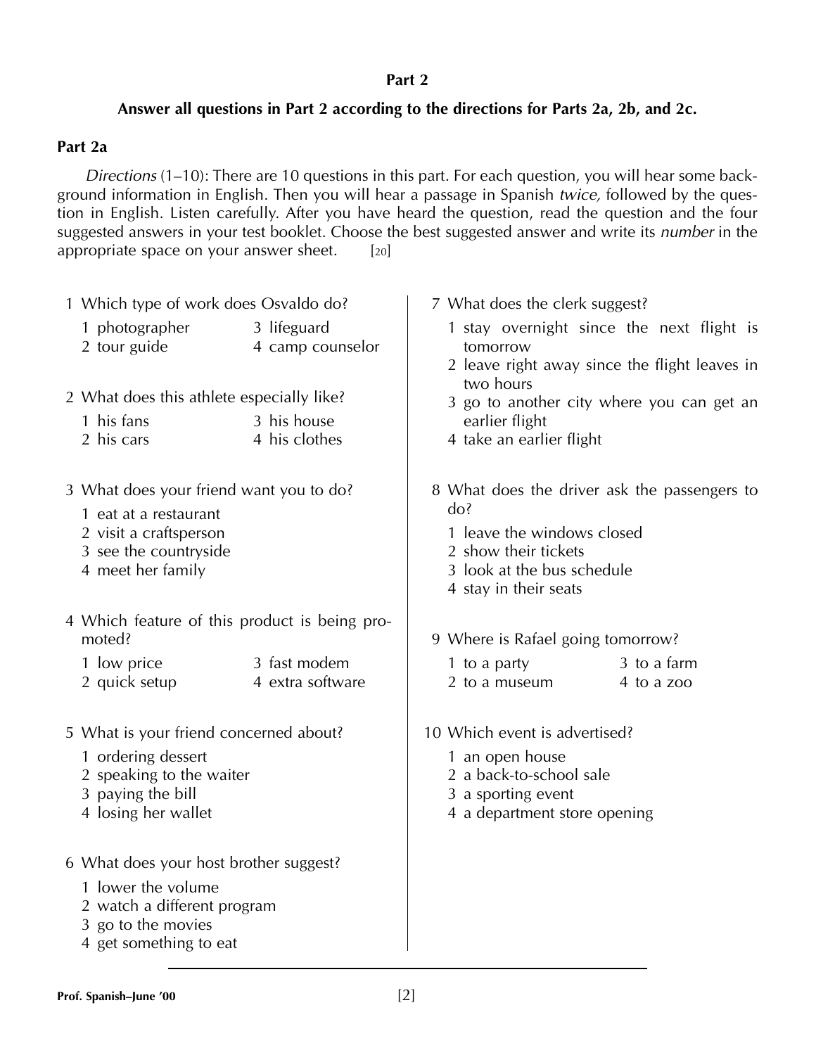## Part 2

**Answer all questions in Part 2 according to the directions for Parts 2a, 2b, and 2c.**

### Part 2a

*Directions* (1–10): There are 10 questions in this part. For each question, you will hear some background information in English. Then you will hear a passage in Spanish *twice,* followed by the question in English. Listen carefully. After you have heard the question, read the question and the four suggested answers in your test booklet. Choose the best suggested answer and write its *number* in the appropriate space on your answer sheet. [20]

1 Which type of work does Osvaldo do?

1 photographer
2 tour guide
3 lifeguard
4 camp counselor

2 What does this athlete especially like?

1 his fans
2 his cars
3 his house
4 his clothes

3 What does your friend want you to do?

1 eat at a restaurant
2 visit a craftsperson
3 see the countryside
4 meet her family

4 Which feature of this product is being promoted?

1 low price
2 quick setup
3 fast modem
4 extra software

5 What is your friend concerned about?

1 ordering dessert
2 speaking to the waiter
3 paying the bill
4 losing her wallet

6 What does your host brother suggest?

1 lower the volume
2 watch a different program
3 go to the movies
4 get something to eat

7 What does the clerk suggest?

1 stay overnight since the next flight is tomorrow
2 leave right away since the flight leaves in two hours
3 go to another city where you can get an earlier flight
4 take an earlier flight

8 What does the driver ask the passengers to do?

1 leave the windows closed
2 show their tickets
3 look at the bus schedule
4 stay in their seats

9 Where is Rafael going tomorrow?

1 to a party
2 to a museum
3 to a farm
4 to a zoo

10 Which event is advertised?

1 an open house
2 a back-to-school sale
3 a sporting event
4 a department store opening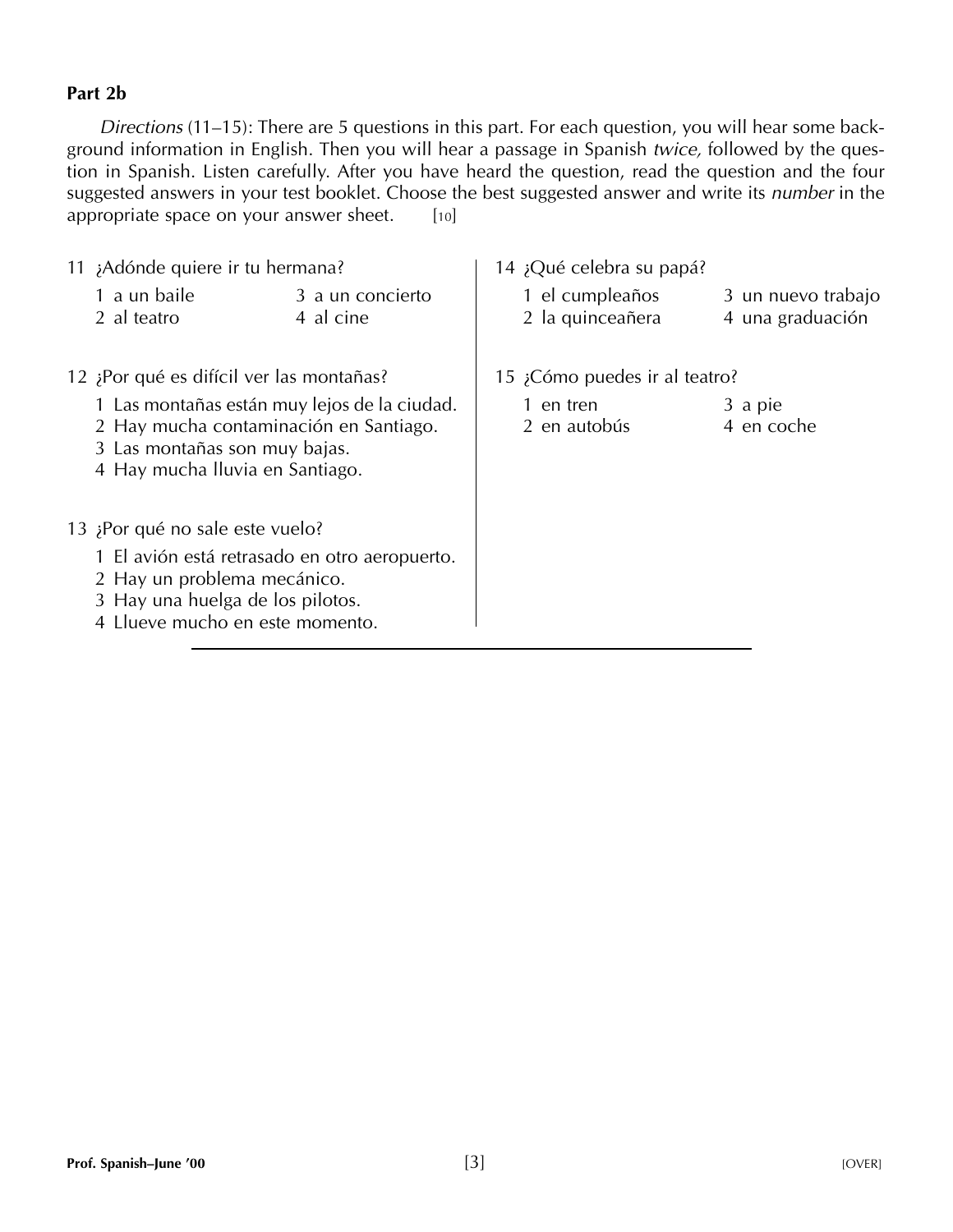**Part 2b**

*Directions* (11–15): There are 5 questions in this part. For each question, you will hear some background information in English. Then you will hear a passage in Spanish *twice,* followed by the question in Spanish. Listen carefully. After you have heard the question, read the question and the four suggested answers in your test booklet. Choose the best suggested answer and write its *number* in the appropriate space on your answer sheet. [10]

11 ¿Adónde quiere ir tu hermana?

1 a un baile
2 al teatro
3 a un concierto
4 al cine

12 ¿Por qué es difícil ver las montañas?

1 Las montañas están muy lejos de la ciudad.
2 Hay mucha contaminación en Santiago.
3 Las montañas son muy bajas.
4 Hay mucha lluvia en Santiago.

13 ¿Por qué no sale este vuelo?

1 El avión está retrasado en otro aeropuerto.
2 Hay un problema mecánico.
3 Hay una huelga de los pilotos.
4 Llueve mucho en este momento.

14 ¿Qué celebra su papá?

1 el cumpleaños
2 la quinceañera
3 un nuevo trabajo
4 una graduación

15 ¿Cómo puedes ir al teatro?

1 en tren
2 en autobús
3 a pie
4 en coche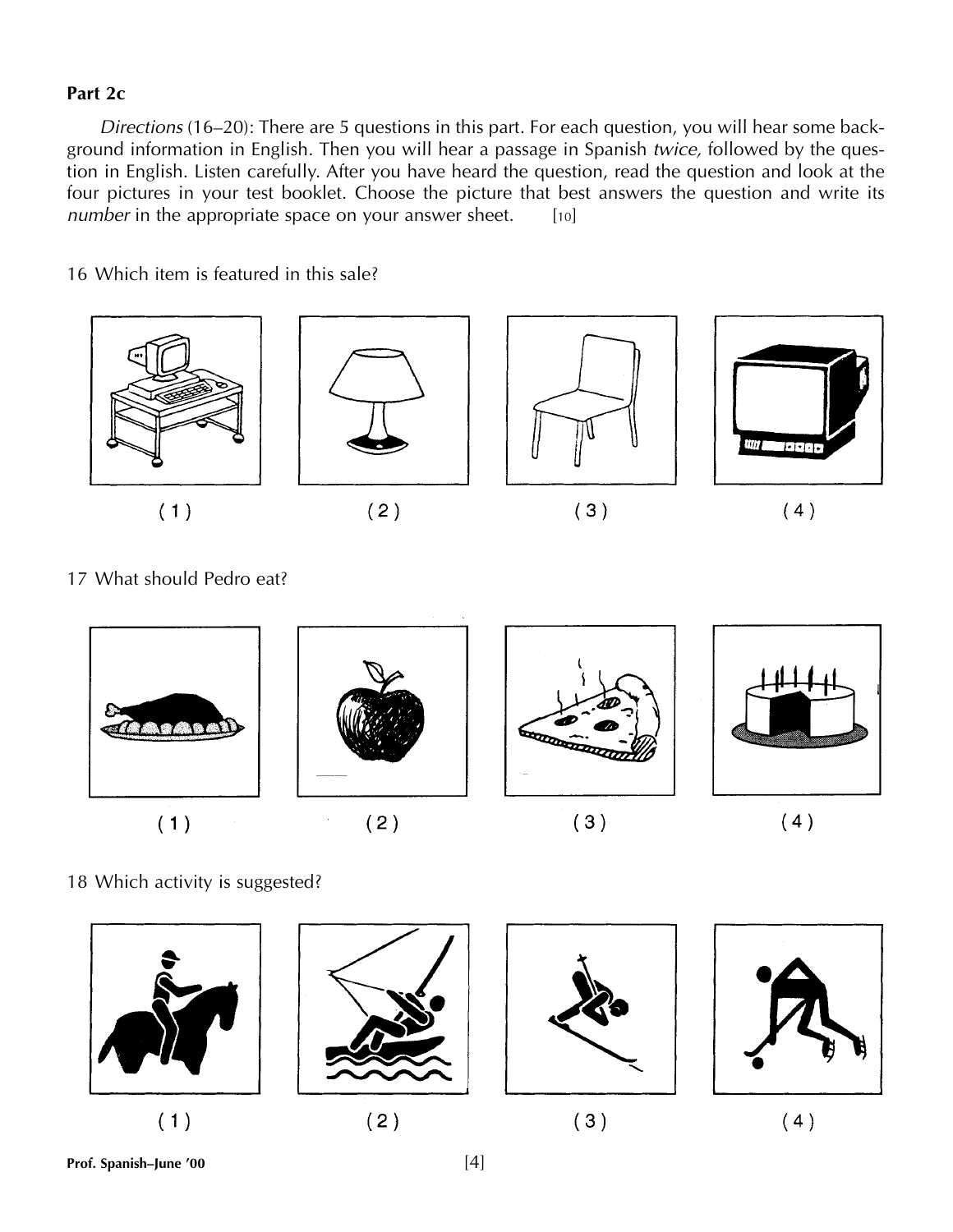**Part 2c**

*Directions* (16–20): There are 5 questions in this part. For each question, you will hear some background information in English. Then you will hear a passage in Spanish *twice,* followed by the question in English. Listen carefully. After you have heard the question, read the question and look at the four pictures in your test booklet. Choose the picture that best answers the question and write its *number* in the appropriate space on your answer sheet. [10]

16 Which item is featured in this sale?

(1) (2) (3) (4)

17 What should Pedro eat?

(1) (2) (3) (4)

18 Which activity is suggested?

(1) (2) (3) (4)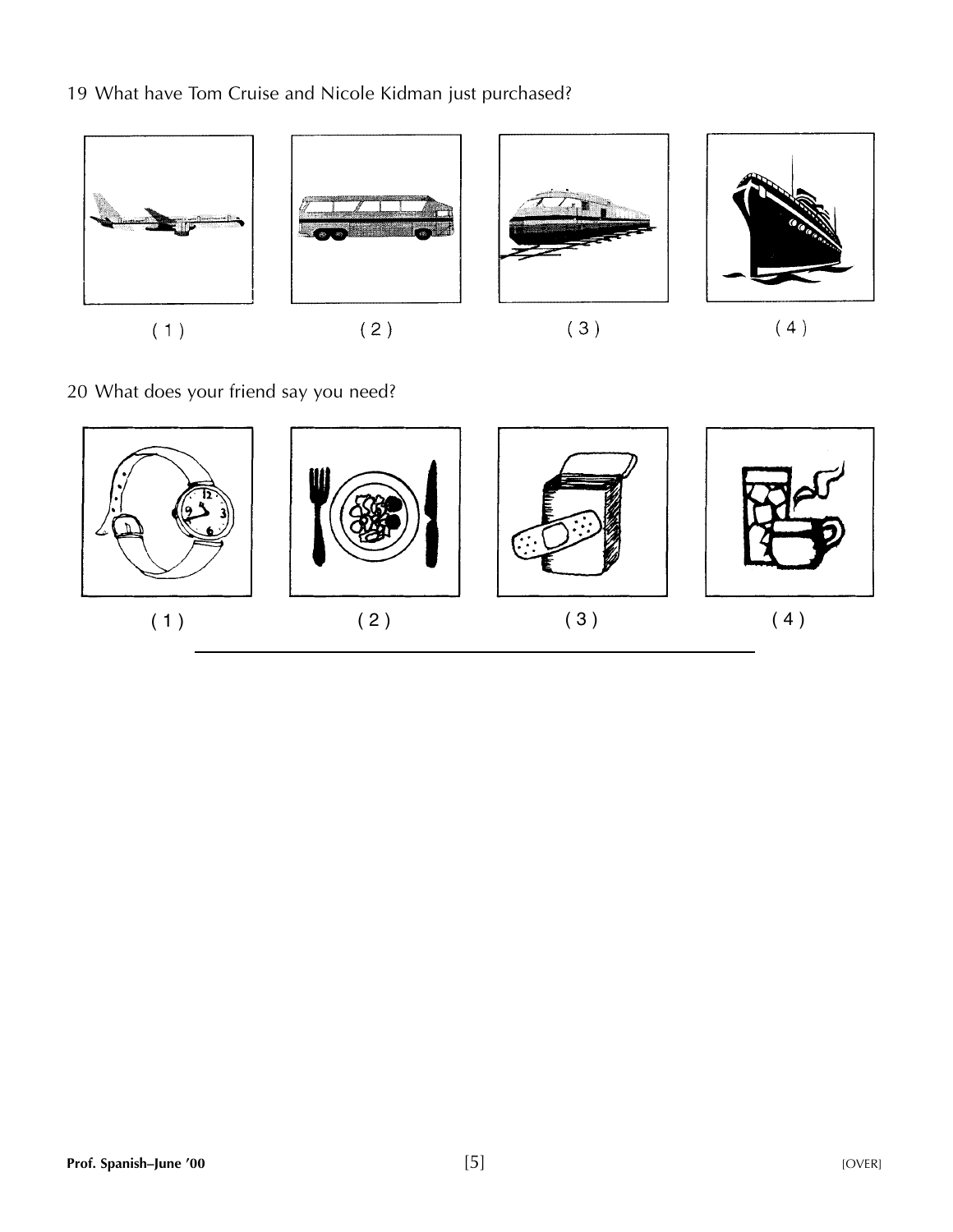19 What have Tom Cruise and Nicole Kidman just purchased?

( 1 ) ( 2 ) ( 3 ) ( 4 )

20 What does your friend say you need?

( 1 ) ( 2 ) ( 3 ) ( 4 )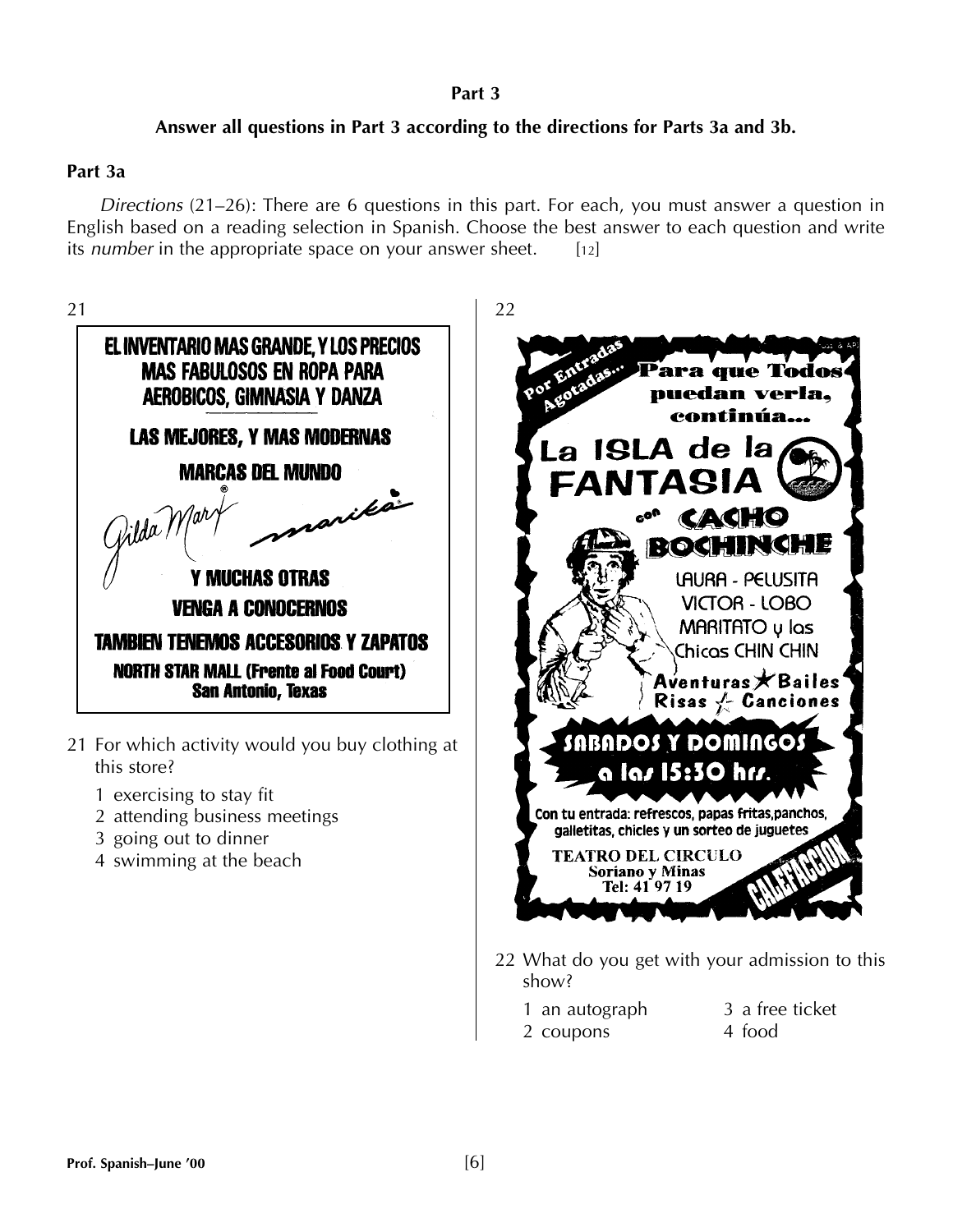**Part 3**

**Answer all questions in Part 3 according to the directions for Parts 3a and 3b.**

**Part 3a**

*Directions* (21–26): There are 6 questions in this part. For each, you must answer a question in English based on a reading selection in Spanish. Choose the best answer to each question and write its *number* in the appropriate space on your answer sheet. [12]

21

**EL INVENTARIO MAS GRANDE, Y LOS PRECIOS MAS FABULOSOS EN ROPA PARA AEROBICOS, GIMNASIA Y DANZA**

**LAS MEJORES, Y MAS MODERNAS MARCAS DEL MUNDO**

Gilda Marx® marika®

**Y MUCHAS OTRAS**

**VENGA A CONOCERNOS**

**TAMBIEN TENEMOS ACCESORIOS Y ZAPATOS**

**NORTH STAR MALL (Frente al Food Court)**
**San Antonio, Texas**

21 For which activity would you buy clothing at this store?

1 exercising to stay fit
2 attending business meetings
3 going out to dinner
4 swimming at the beach

22

Por Entradas Agotadas...

**Para que Todos puedan verla, continúa...**

**La ISLA de la FANTASIA**

con **CACHO BOCHINCHE**

LAURA - PELUSITA
VICTOR - LOBO
MARITATO y las
Chicas CHIN CHIN

Aventuras ★ Bailes
Risas ★ Canciones

**SABADOS Y DOMINGOS a las 15:30 hrs.**

Con tu entrada: refrescos, papas fritas, panchos, galletitas, chicles y un sorteo de juguetes

**TEATRO DEL CIRCULO**
**Soriano y Minas**
**Tel: 41 97 19**

CALEFACCION

22 What do you get with your admission to this show?

1 an autograph
2 coupons
3 a free ticket
4 food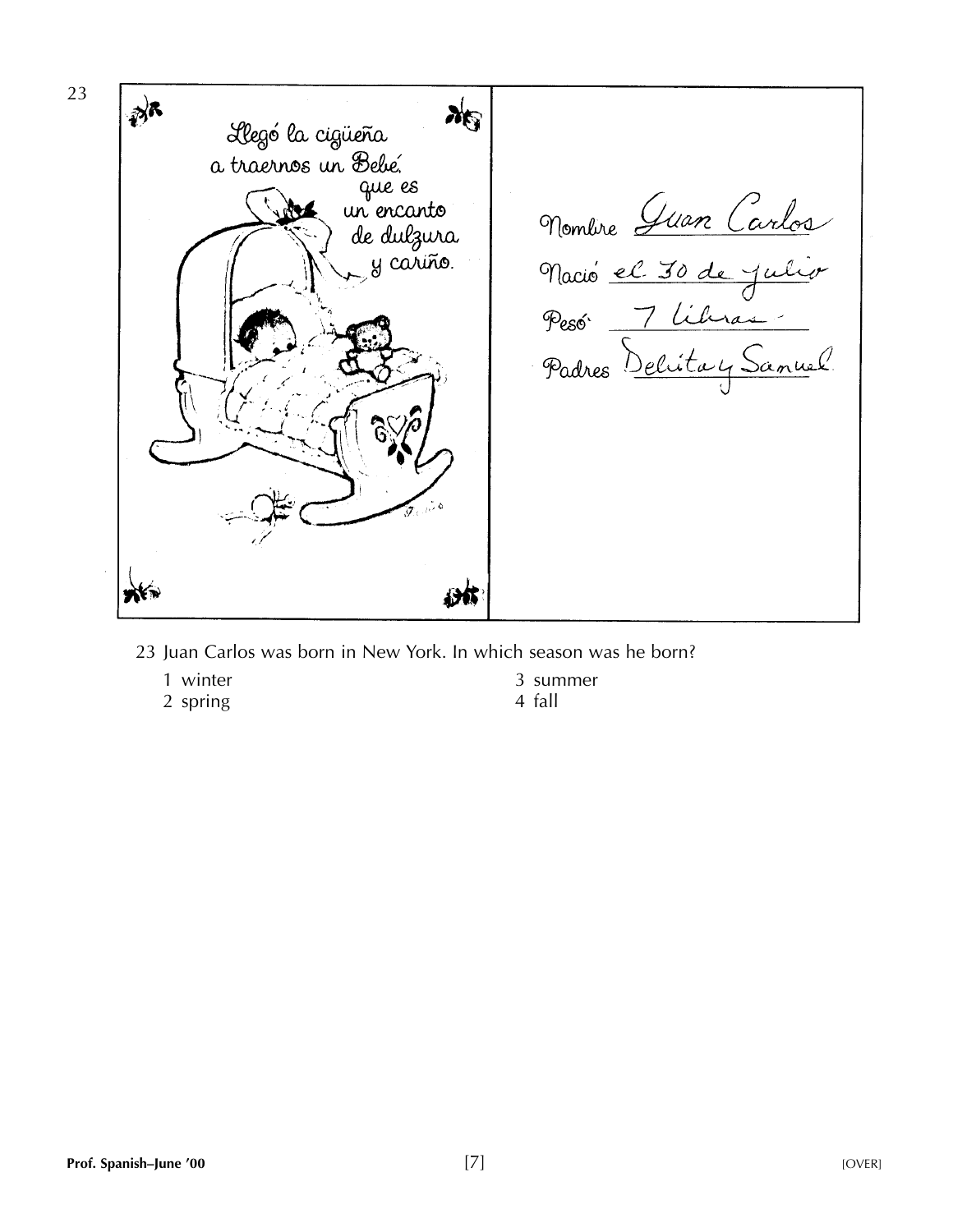23

Llegó la cigüeña
a traernos un Bebé,
que es
un encanto
de dulzura
y cariño.

Nombre Juan Carlos

Nació el 30 de julio

Pesó 7 libras

Padres Delita y Samuel

23 Juan Carlos was born in New York. In which season was he born?

1 winter
2 spring
3 summer
4 fall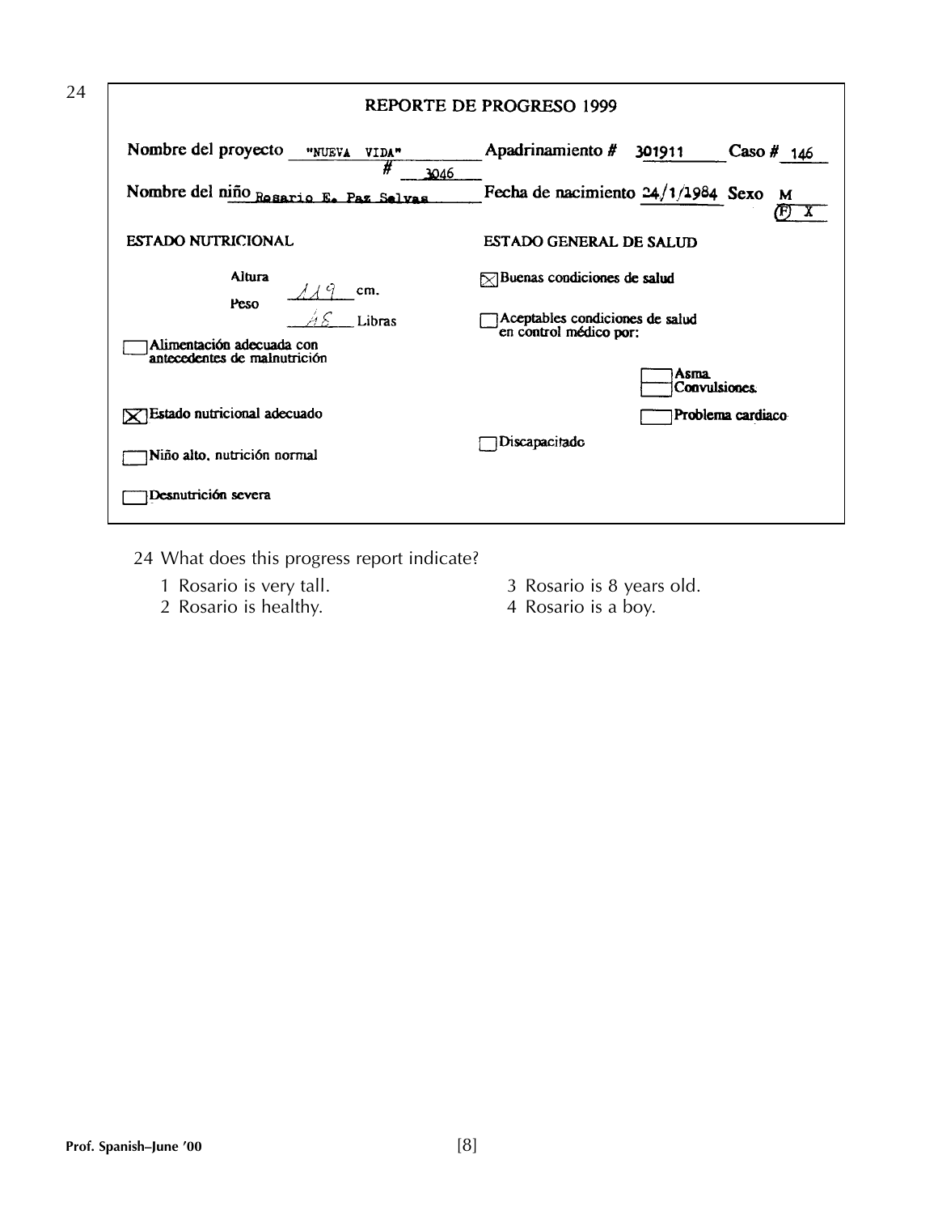24

**REPORTE DE PROGRESO 1999**

Nombre del proyecto "NUEVA VIDA" # 3046 Apadrinamiento # 301911 Caso # 146

Nombre del niño Rosario E. Paz Selvas Fecha de nacimiento 24/1/1984 Sexo M (F) X

**ESTADO NUTRICIONAL**

Altura 119 cm.

Peso 48 Libras

☐ Alimentación adecuada con antecedentes de malnutrición

☒ Estado nutricional adecuado

☐ Niño alto, nutrición normal

☐ Desnutrición severa

**ESTADO GENERAL DE SALUD**

☒ Buenas condiciones de salud

☐ Aceptables condiciones de salud en control médico por:

☐ Asma

☐ Convulsiones.

☐ Problema cardiaco

☐ Discapacitado

24 What does this progress report indicate?

1 Rosario is very tall.
2 Rosario is healthy.
3 Rosario is 8 years old.
4 Rosario is a boy.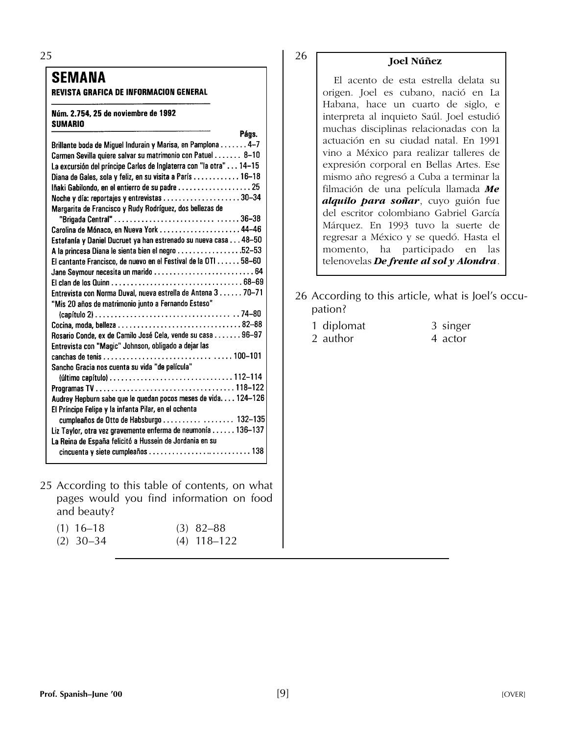25

## SEMANA

**REVISTA GRAFICA DE INFORMACION GENERAL**

**Núm. 2.754, 25 de noviembre de 1992**

**SUMARIO**

| | Págs. |
|---|---|
| Brillante boda de Miguel Indurain y Marisa, en Pamplona | 4–7 |
| Carmen Sevilla quiere salvar su matrimonio con Patuel | 8–10 |
| La excursión del príncipe Carlos de Inglaterra con "la otra" | 14–15 |
| Diana de Gales, sola y feliz, en su visita a París | 16–18 |
| Iñaki Gabilondo, en el entierro de su padre | 25 |
| Noche y día: reportajes y entrevistas | 30–34 |
| Margarita de Francisco y Rudy Rodríguez, dos bellezas de "Brigada Central" | 36–38 |
| Carolina de Mónaco, en Nueva York | 44–46 |
| Estefanía y Daniel Ducruet ya han estrenado su nueva casa | 48–50 |
| A la princesa Diana le sienta bien el negro | 52–53 |
| El cantante Francisco, de nuevo en el Festival de la OTI | 58–60 |
| Jane Seymour necesita un marido | 64 |
| El clan de los Quinn | 68–69 |
| Entrevista con Norma Duval, nueva estrella de Antena 3 | 70–71 |
| "Mis 20 años de matrimonio junto a Fernando Esteso" (capítulo 2) | 74–80 |
| Cocina, moda, belleza | 82–88 |
| Rosario Conde, ex de Camilo José Cela, vende su casa | 96–97 |
| Entrevista con "Magic" Johnson, obligado a dejar las canchas de tenis | 100–101 |
| Sancho Gracia nos cuenta su vida "de película" (último capítulo) | 112–114 |
| Programas TV | 118–122 |
| Audrey Hepburn sabe que le quedan pocos meses de vida. | 124–126 |
| El Príncipe Felipe y la infanta Pilar, en el ochenta cumpleaños de Otto de Habsburgo | 132–135 |
| Liz Taylor, otra vez gravemente enferma de neumonía | 136–137 |
| La Reina de España felicitó a Hussein de Jordania en su cincuenta y siete cumpleaños | 138 |

25 According to this table of contents, on what pages would you find information on food and beauty?

(1) 16–18
(2) 30–34
(3) 82–88
(4) 118–122

26

**Joel Núñez**

El acento de esta estrella delata su origen. Joel es cubano, nació en La Habana, hace un cuarto de siglo, e interpreta al inquieto Saúl. Joel estudió muchas disciplinas relacionadas con la actuación en su ciudad natal. En 1991 vino a México para realizar talleres de expresión corporal en Bellas Artes. Ese mismo año regresó a Cuba a terminar la filmación de una película llamada ***Me alquilo para soñar***, cuyo guión fue del escritor colombiano Gabriel García Márquez. En 1993 tuvo la suerte de regresar a México y se quedó. Hasta el momento, ha participado en las telenovelas ***De frente al sol y Alondra***.

26 According to this article, what is Joel's occupation?

1 diplomat
2 author
3 singer
4 actor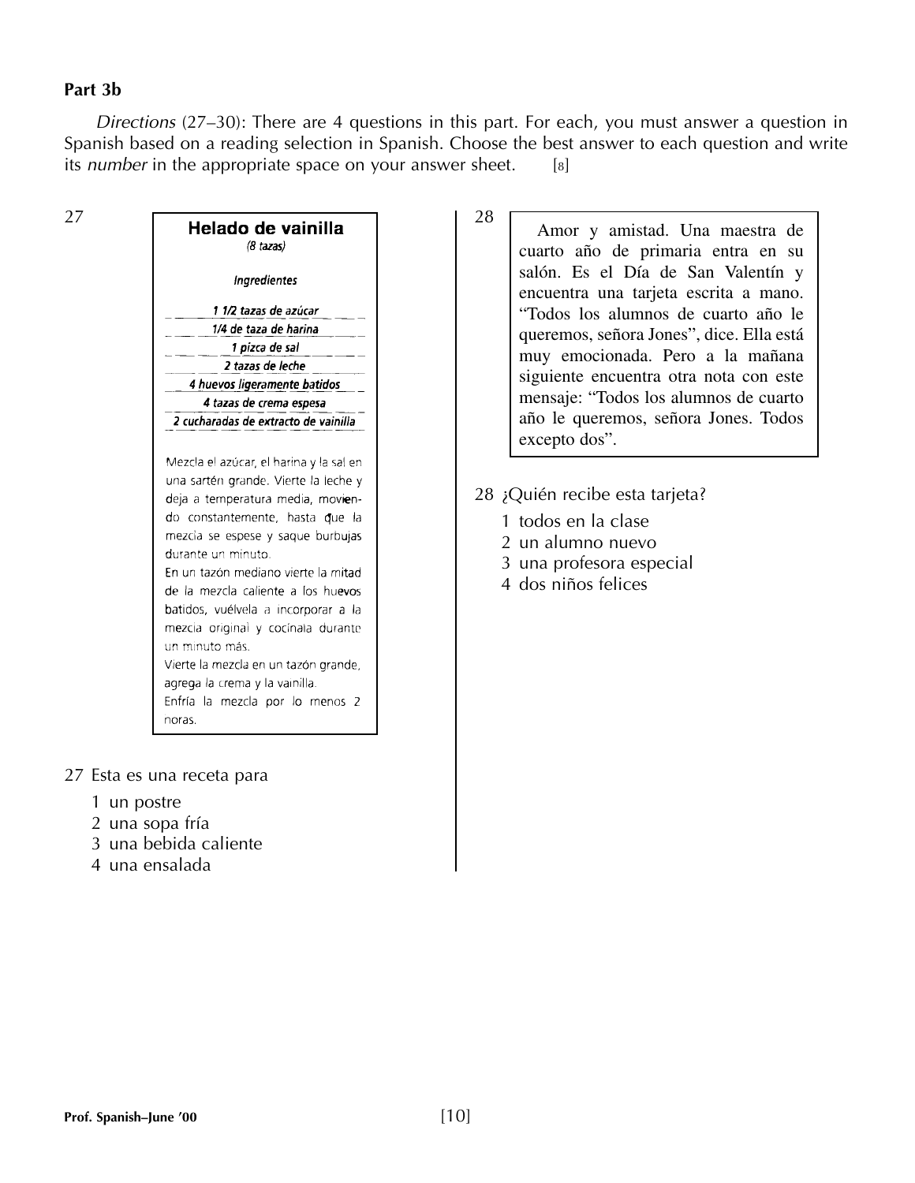## Part 3b

*Directions* (27–30): There are 4 questions in this part. For each, you must answer a question in Spanish based on a reading selection in Spanish. Choose the best answer to each question and write its *number* in the appropriate space on your answer sheet. [8]

27

**Helado de vainilla**

*(8 tazas)*

*Ingredientes*

*1 1/2 tazas de azúcar*
*1/4 de taza de harina*
*1 pizca de sal*
*2 tazas de leche*
*4 huevos ligeramente batidos*
*4 tazas de crema espesa*
*2 cucharadas de extracto de vainilla*

Mezcla el azúcar, el harina y la sal en una sartén grande. Vierte la leche y deja a temperatura media, moviendo constantemente, hasta que la mezcla se espese y saque burbujas durante un minuto.
En un tazón mediano vierte la mitad de la mezcla caliente a los huevos batidos, vuélvela a incorporar a la mezcla original y cocínala durante un minuto más.
Vierte la mezcla en un tazón grande, agrega la crema y la vainilla.
Enfría la mezcla por lo menos 2 horas.

27 Esta es una receta para

1 un postre
2 una sopa fría
3 una bebida caliente
4 una ensalada

28

Amor y amistad. Una maestra de cuarto año de primaria entra en su salón. Es el Día de San Valentín y encuentra una tarjeta escrita a mano. "Todos los alumnos de cuarto año le queremos, señora Jones", dice. Ella está muy emocionada. Pero a la mañana siguiente encuentra otra nota con este mensaje: "Todos los alumnos de cuarto año le queremos, señora Jones. Todos excepto dos".

28 ¿Quién recibe esta tarjeta?

1 todos en la clase
2 un alumno nuevo
3 una profesora especial
4 dos niños felices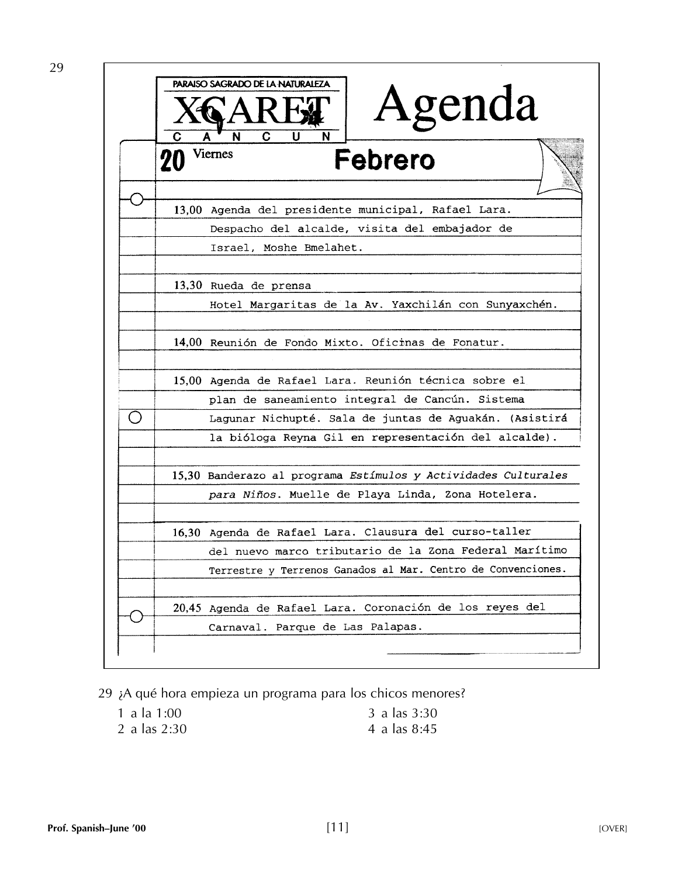29

PARAISO SAGRADO DE LA NATURALEZA

XCARET

C A N C U N

# Agenda

## 20 Viernes Febrero

13,00 Agenda del presidente municipal, Rafael Lara. Despacho del alcalde, visita del embajador de Israel, Moshe Bmelahet.

13,30 Rueda de prensa Hotel Margaritas de la Av. Yaxchilán con Sunyaxchén.

14,00 Reunión de Fondo Mixto. Oficinas de Fonatur.

15,00 Agenda de Rafael Lara. Reunión técnica sobre el plan de saneamiento integral de Cancún. Sistema Lagunar Nichupté. Sala de juntas de Aguakán. (Asistirá la bióloga Reyna Gil en representación del alcalde).

15,30 Banderazo al programa *Estímulos y Actividades Culturales para Niños*. Muelle de Playa Linda, Zona Hotelera.

16,30 Agenda de Rafael Lara. Clausura del curso-taller del nuevo marco tributario de la Zona Federal Marítimo Terrestre y Terrenos Ganados al Mar. Centro de Convenciones.

20,45 Agenda de Rafael Lara. Coronación de los reyes del Carnaval. Parque de Las Palapas.

29 ¿A qué hora empieza un programa para los chicos menores?

1 a la 1:00
2 a las 2:30
3 a las 3:30
4 a las 8:45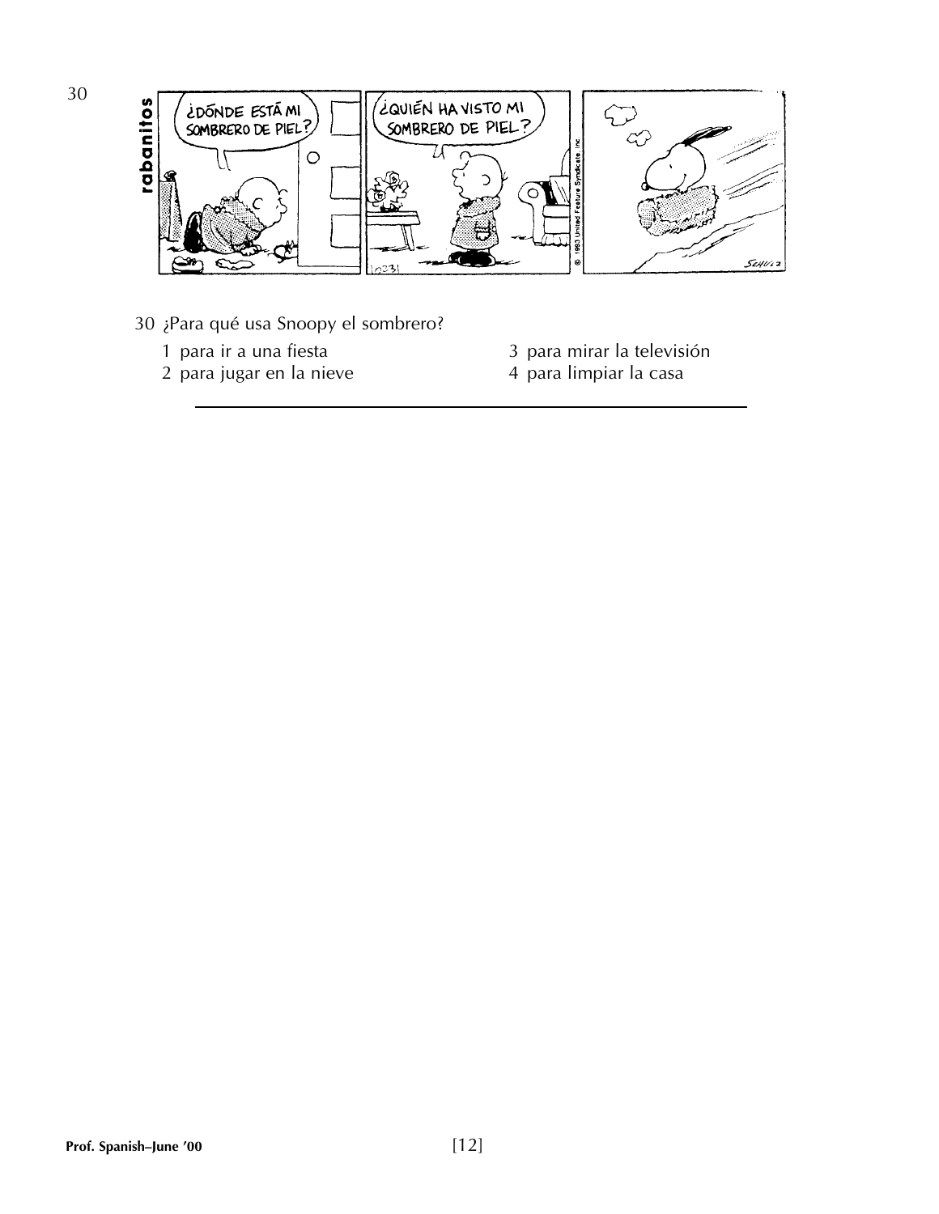30 ¿Para qué usa Snoopy el sombrero?

1 para ir a una fiesta
2 para jugar en la nieve
3 para mirar la televisión
4 para limpiar la casa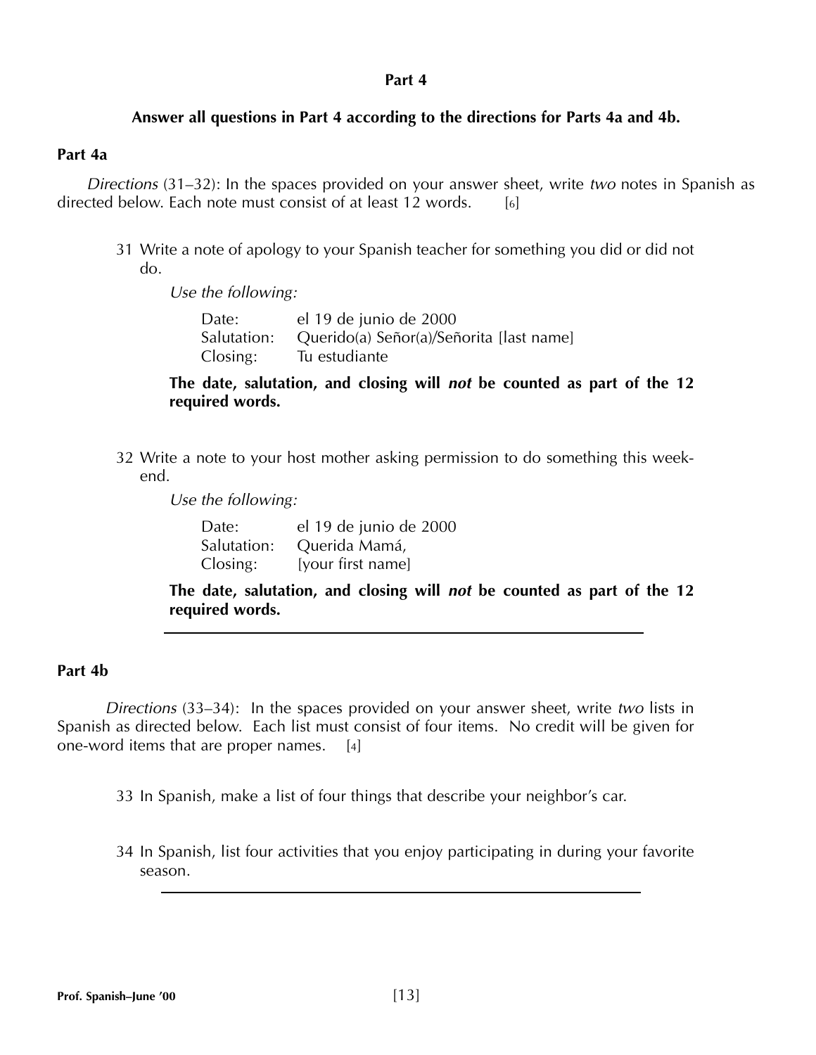## Part 4

**Answer all questions in Part 4 according to the directions for Parts 4a and 4b.**

### Part 4a

*Directions* (31–32): In the spaces provided on your answer sheet, write *two* notes in Spanish as directed below. Each note must consist of at least 12 words. [6]

31 Write a note of apology to your Spanish teacher for something you did or did not do.

*Use the following:*

| | |
|---|---|
| Date: | el 19 de junio de 2000 |
| Salutation: | Querido(a) Señor(a)/Señorita [last name] |
| Closing: | Tu estudiante |

**The date, salutation, and closing will *not* be counted as part of the 12 required words.**

32 Write a note to your host mother asking permission to do something this weekend.

*Use the following:*

| | |
|---|---|
| Date: | el 19 de junio de 2000 |
| Salutation: | Querida Mamá, |
| Closing: | [your first name] |

**The date, salutation, and closing will *not* be counted as part of the 12 required words.**

---

### Part 4b

*Directions* (33–34): In the spaces provided on your answer sheet, write *two* lists in Spanish as directed below. Each list must consist of four items. No credit will be given for one-word items that are proper names. [4]

33 In Spanish, make a list of four things that describe your neighbor's car.

34 In Spanish, list four activities that you enjoy participating in during your favorite season.

---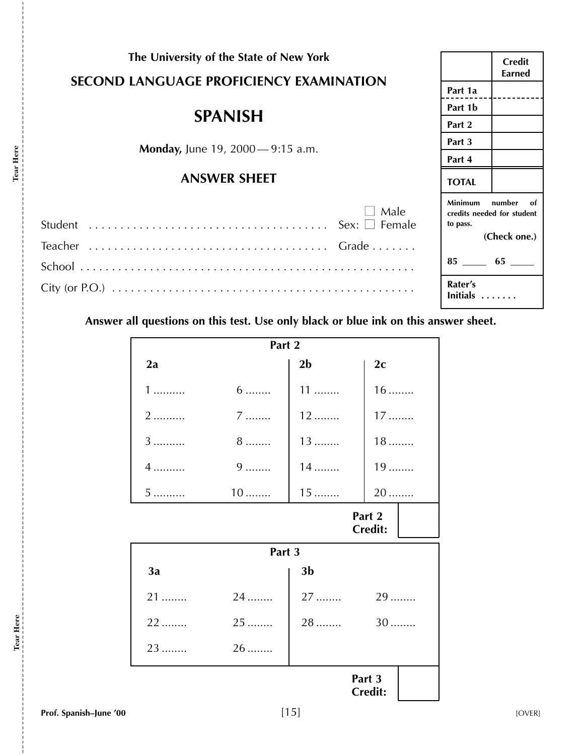The University of the State of New York

**SECOND LANGUAGE PROFICIENCY EXAMINATION**

# SPANISH

**Monday,** June 19, 2000 — 9:15 a.m.

## ANSWER SHEET

| | Credit Earned |
|---|---|
| Part 1a | |
| Part 1b | |
| Part 2 | |
| Part 3 | |
| Part 4 | |
| **TOTAL** | |

**Minimum number of credits needed for student to pass.**
**(Check one.)**

**85** _____ **65** _____

**Rater's Initials** . . . . . . .

Student . . . . . . . . . . . . . . . . . . . . . . . . . . . . . . . . . . . . Sex: ☐ Male ☐ Female

Teacher . . . . . . . . . . . . . . . . . . . . . . . . . . . . . . . . . . . . Grade . . . . . . .

School . . . . . . . . . . . . . . . . . . . . . . . . . . . . . . . . . . . . . . . . . . . . . . . . . .

City (or P.O.) . . . . . . . . . . . . . . . . . . . . . . . . . . . . . . . . . . . . . . . . . . . .

**Answer all questions on this test. Use only black or blue ink on this answer sheet.**

**Part 2**

| **2a** | | **2b** | **2c** |
|---|---|---|---|
| 1 .......... | 6 ........ | 11 ........ | 16 ........ |
| 2 .......... | 7 ........ | 12 ........ | 17 ........ |
| 3 .......... | 8 ........ | 13 ........ | 18 ........ |
| 4 .......... | 9 ........ | 14 ........ | 19 ........ |
| 5 .......... | 10 ........ | 15 ........ | 20 ........ |

**Part 2 Credit:** ______

**Part 3**

| **3a** | | **3b** | |
|---|---|---|---|
| 21 ........ | 24 ........ | 27 ........ | 29 ........ |
| 22 ........ | 25 ........ | 28 ........ | 30 ........ |
| 23 ........ | 26 ........ | | |

**Part 3 Credit:** ______

[OVER]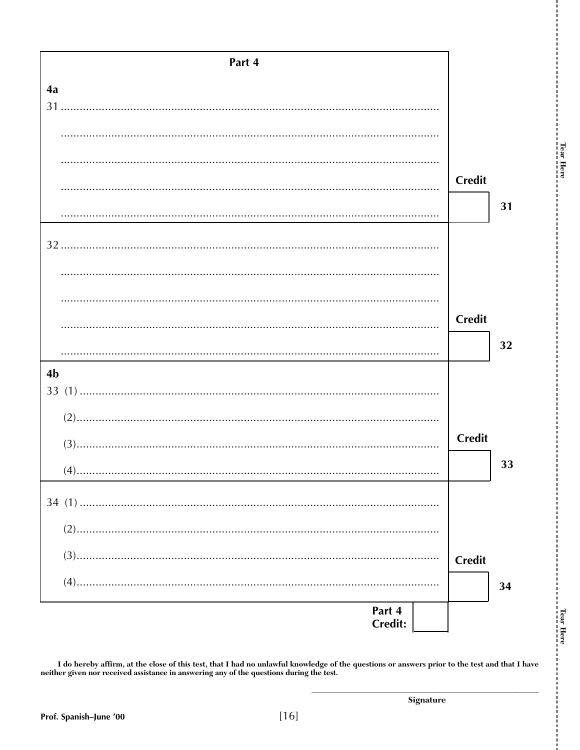## Part 4

**4a**

31 ..........................................................................................................................

..........................................................................................................................

..........................................................................................................................

..........................................................................................................................

..........................................................................................................................

**Credit** ______ **31**

32 ..........................................................................................................................

..........................................................................................................................

..........................................................................................................................

..........................................................................................................................

..........................................................................................................................

**Credit** ______ **32**

**4b**

33 (1) ......................................................................................................................

(2) ......................................................................................................................

(3) ......................................................................................................................

(4) ......................................................................................................................

**Credit** ______ **33**

34 (1) ......................................................................................................................

(2) ......................................................................................................................

(3) ......................................................................................................................

(4) ......................................................................................................................

**Credit** ______ **34**

**Part 4 Credit:** ______

**I do hereby affirm, at the close of this test, that I had no unlawful knowledge of the questions or answers prior to the test and that I have neither given nor received assistance in answering any of the questions during the test.**

______________________________

**Signature**

Tear Here

Tear Here